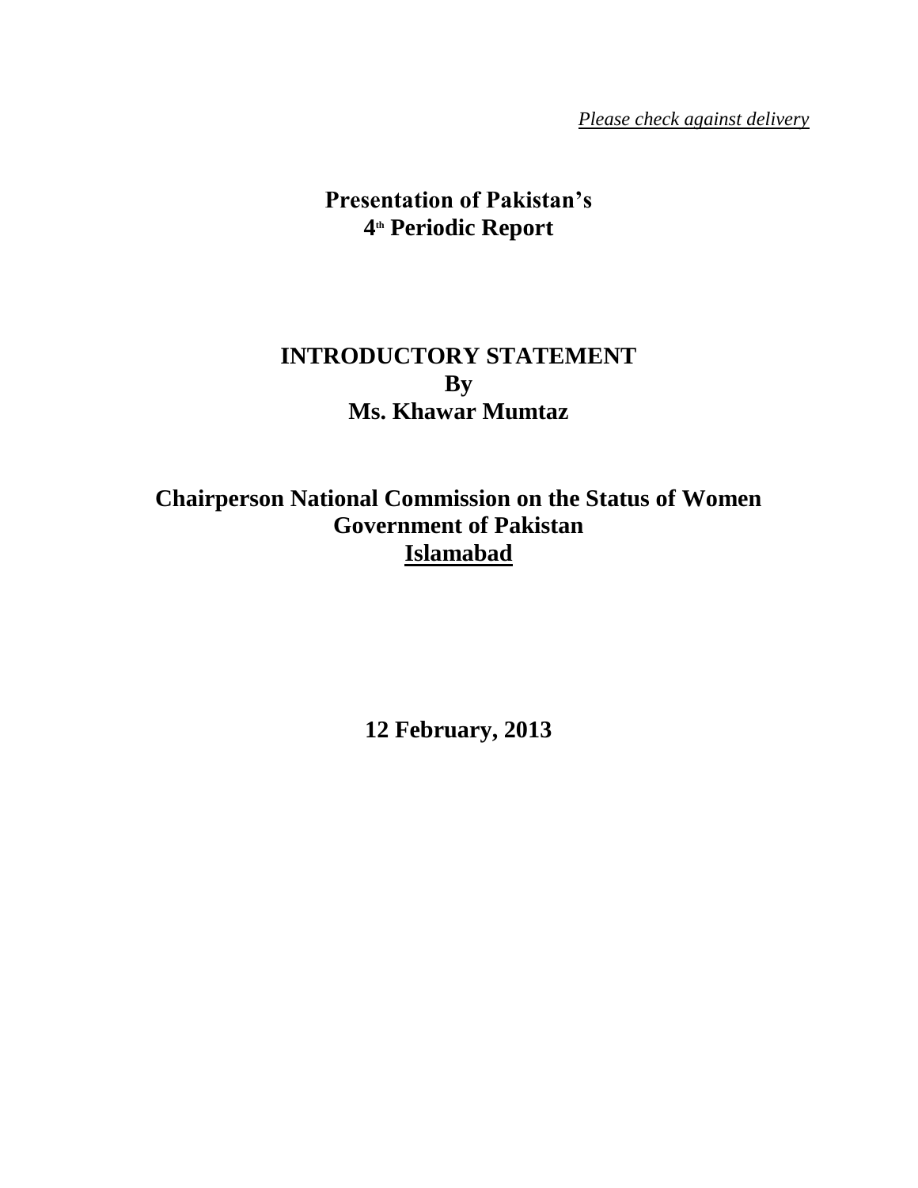*Please check against delivery*

# Presentation of Pakistan's 4th Periodic Report

## INTRODUCTORY STATEMENT
## By
## Ms. Khawar Mumtaz

## Chairperson National Commission on the Status of Women
## Government of Pakistan
## Islamabad

**12 February, 2013**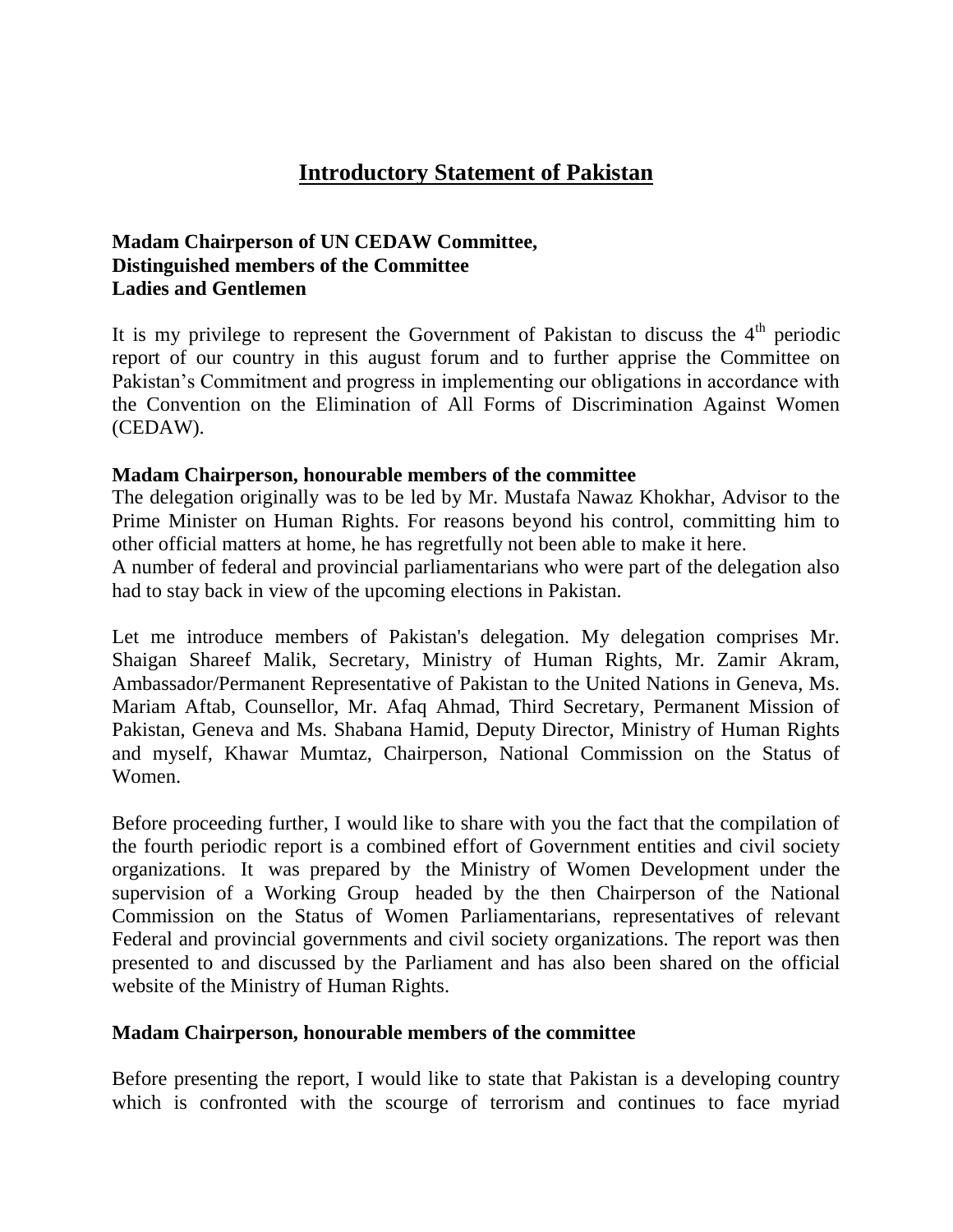# Introductory Statement of Pakistan

**Madam Chairperson of UN CEDAW Committee,**
**Distinguished members of the Committee**
**Ladies and Gentlemen**

It is my privilege to represent the Government of Pakistan to discuss the 4th periodic report of our country in this august forum and to further apprise the Committee on Pakistan's Commitment and progress in implementing our obligations in accordance with the Convention on the Elimination of All Forms of Discrimination Against Women (CEDAW).

**Madam Chairperson, honourable members of the committee**

The delegation originally was to be led by Mr. Mustafa Nawaz Khokhar, Advisor to the Prime Minister on Human Rights. For reasons beyond his control, committing him to other official matters at home, he has regretfully not been able to make it here.

A number of federal and provincial parliamentarians who were part of the delegation also had to stay back in view of the upcoming elections in Pakistan.

Let me introduce members of Pakistan's delegation. My delegation comprises Mr. Shaigan Shareef Malik, Secretary, Ministry of Human Rights, Mr. Zamir Akram, Ambassador/Permanent Representative of Pakistan to the United Nations in Geneva, Ms. Mariam Aftab, Counsellor, Mr. Afaq Ahmad, Third Secretary, Permanent Mission of Pakistan, Geneva and Ms. Shabana Hamid, Deputy Director, Ministry of Human Rights and myself, Khawar Mumtaz, Chairperson, National Commission on the Status of Women.

Before proceeding further, I would like to share with you the fact that the compilation of the fourth periodic report is a combined effort of Government entities and civil society organizations. It was prepared by the Ministry of Women Development under the supervision of a Working Group headed by the then Chairperson of the National Commission on the Status of Women Parliamentarians, representatives of relevant Federal and provincial governments and civil society organizations. The report was then presented to and discussed by the Parliament and has also been shared on the official website of the Ministry of Human Rights.

**Madam Chairperson, honourable members of the committee**

Before presenting the report, I would like to state that Pakistan is a developing country which is confronted with the scourge of terrorism and continues to face myriad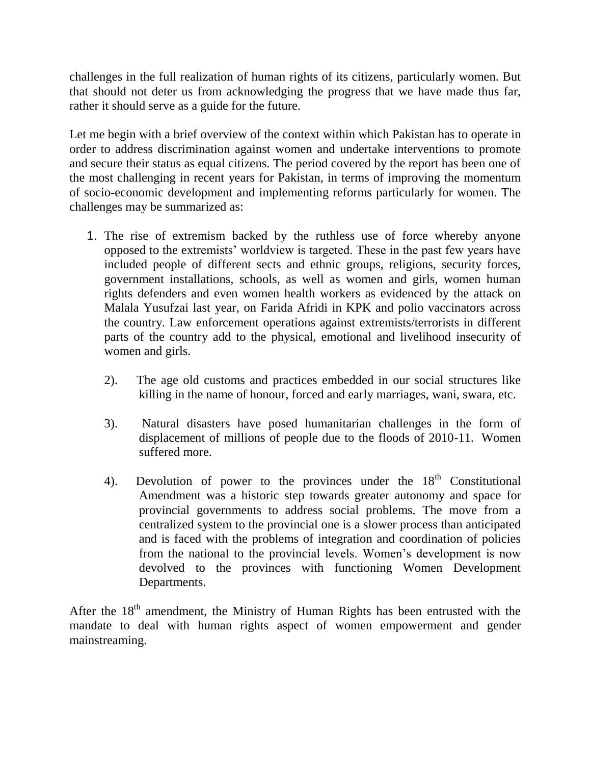challenges in the full realization of human rights of its citizens, particularly women. But that should not deter us from acknowledging the progress that we have made thus far, rather it should serve as a guide for the future.

Let me begin with a brief overview of the context within which Pakistan has to operate in order to address discrimination against women and undertake interventions to promote and secure their status as equal citizens. The period covered by the report has been one of the most challenging in recent years for Pakistan, in terms of improving the momentum of socio-economic development and implementing reforms particularly for women. The challenges may be summarized as:

1. The rise of extremism backed by the ruthless use of force whereby anyone opposed to the extremists' worldview is targeted. These in the past few years have included people of different sects and ethnic groups, religions, security forces, government installations, schools, as well as women and girls, women human rights defenders and even women health workers as evidenced by the attack on Malala Yusufzai last year, on Farida Afridi in KPK and polio vaccinators across the country. Law enforcement operations against extremists/terrorists in different parts of the country add to the physical, emotional and livelihood insecurity of women and girls.

2). The age old customs and practices embedded in our social structures like killing in the name of honour, forced and early marriages, wani, swara, etc.

3). Natural disasters have posed humanitarian challenges in the form of displacement of millions of people due to the floods of 2010-11. Women suffered more.

4). Devolution of power to the provinces under the 18th Constitutional Amendment was a historic step towards greater autonomy and space for provincial governments to address social problems. The move from a centralized system to the provincial one is a slower process than anticipated and is faced with the problems of integration and coordination of policies from the national to the provincial levels. Women's development is now devolved to the provinces with functioning Women Development Departments.

After the 18th amendment, the Ministry of Human Rights has been entrusted with the mandate to deal with human rights aspect of women empowerment and gender mainstreaming.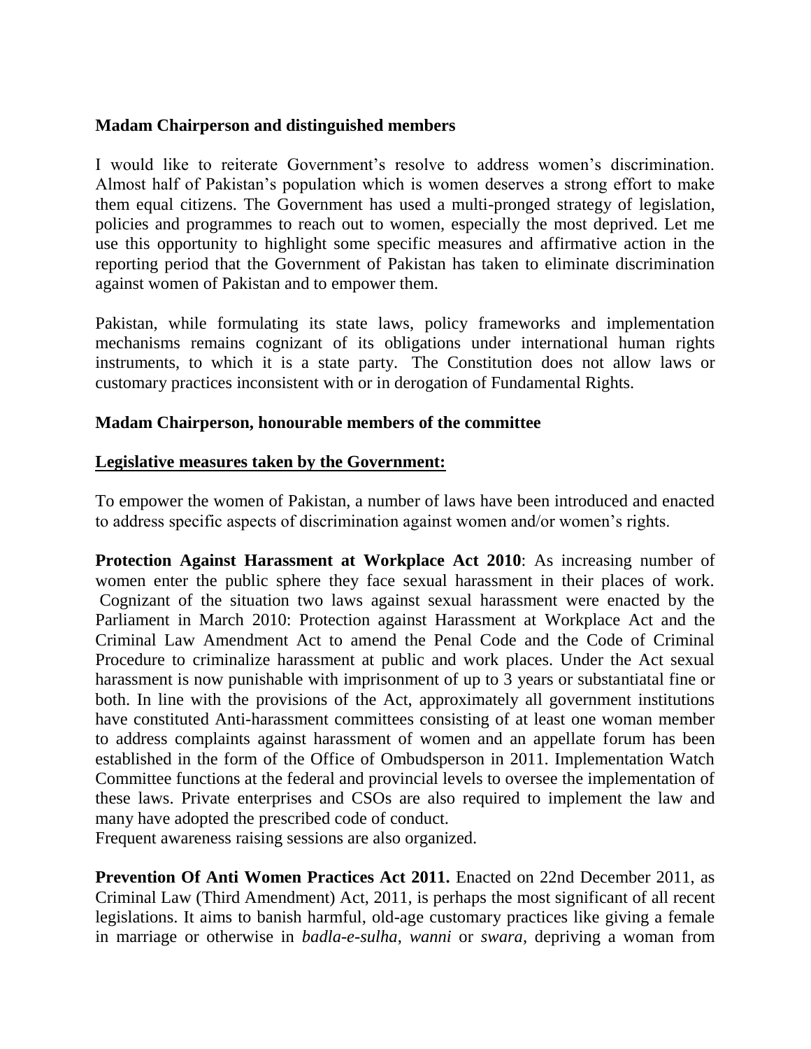**Madam Chairperson and distinguished members**

I would like to reiterate Government's resolve to address women's discrimination. Almost half of Pakistan's population which is women deserves a strong effort to make them equal citizens. The Government has used a multi-pronged strategy of legislation, policies and programmes to reach out to women, especially the most deprived. Let me use this opportunity to highlight some specific measures and affirmative action in the reporting period that the Government of Pakistan has taken to eliminate discrimination against women of Pakistan and to empower them.

Pakistan, while formulating its state laws, policy frameworks and implementation mechanisms remains cognizant of its obligations under international human rights instruments, to which it is a state party. The Constitution does not allow laws or customary practices inconsistent with or in derogation of Fundamental Rights.

**Madam Chairperson, honourable members of the committee**

**<u>Legislative measures taken by the Government:</u>**

To empower the women of Pakistan, a number of laws have been introduced and enacted to address specific aspects of discrimination against women and/or women's rights.

**Protection Against Harassment at Workplace Act 2010**: As increasing number of women enter the public sphere they face sexual harassment in their places of work. Cognizant of the situation two laws against sexual harassment were enacted by the Parliament in March 2010: Protection against Harassment at Workplace Act and the Criminal Law Amendment Act to amend the Penal Code and the Code of Criminal Procedure to criminalize harassment at public and work places. Under the Act sexual harassment is now punishable with imprisonment of up to 3 years or substantiatal fine or both. In line with the provisions of the Act, approximately all government institutions have constituted Anti-harassment committees consisting of at least one woman member to address complaints against harassment of women and an appellate forum has been established in the form of the Office of Ombudsperson in 2011. Implementation Watch Committee functions at the federal and provincial levels to oversee the implementation of these laws. Private enterprises and CSOs are also required to implement the law and many have adopted the prescribed code of conduct.
Frequent awareness raising sessions are also organized.

**Prevention Of Anti Women Practices Act 2011.** Enacted on 22nd December 2011, as Criminal Law (Third Amendment) Act, 2011, is perhaps the most significant of all recent legislations. It aims to banish harmful, old-age customary practices like giving a female in marriage or otherwise in *badla-e-sulha*, *wanni* or *swara*, depriving a woman from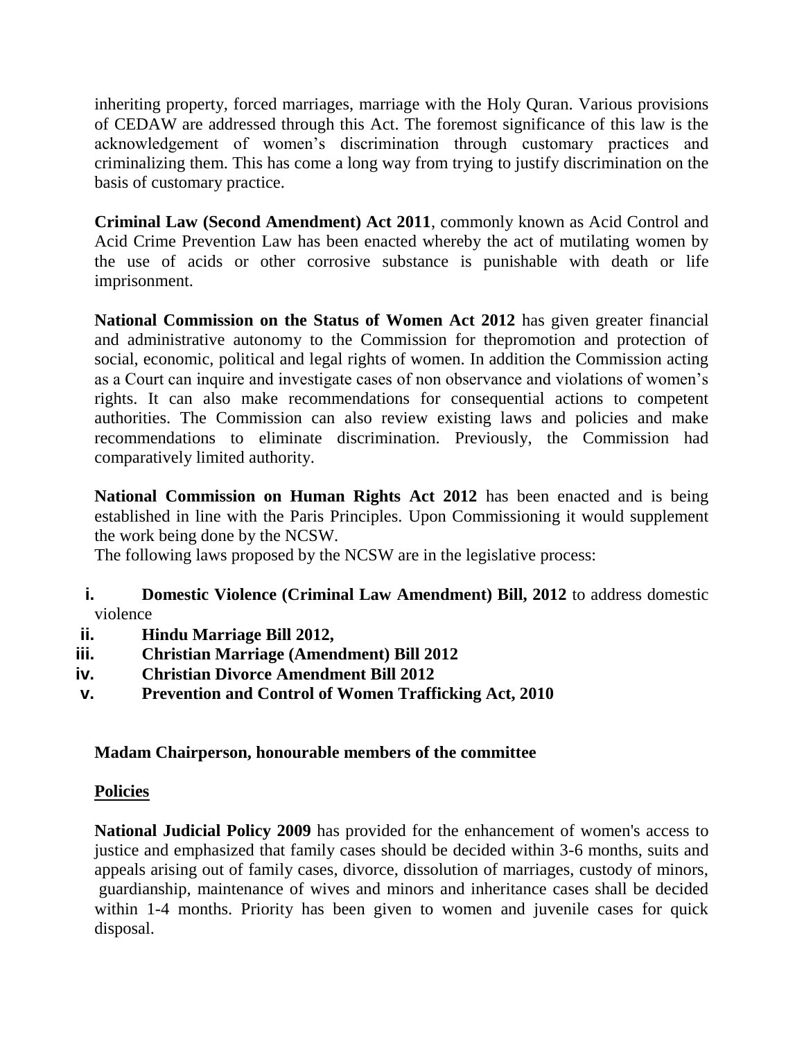inheriting property, forced marriages, marriage with the Holy Quran. Various provisions of CEDAW are addressed through this Act. The foremost significance of this law is the acknowledgement of women's discrimination through customary practices and criminalizing them. This has come a long way from trying to justify discrimination on the basis of customary practice.

**Criminal Law (Second Amendment) Act 2011**, commonly known as Acid Control and Acid Crime Prevention Law has been enacted whereby the act of mutilating women by the use of acids or other corrosive substance is punishable with death or life imprisonment.

**National Commission on the Status of Women Act 2012** has given greater financial and administrative autonomy to the Commission for thepromotion and protection of social, economic, political and legal rights of women. In addition the Commission acting as a Court can inquire and investigate cases of non observance and violations of women's rights. It can also make recommendations for consequential actions to competent authorities. The Commission can also review existing laws and policies and make recommendations to eliminate discrimination. Previously, the Commission had comparatively limited authority.

**National Commission on Human Rights Act 2012** has been enacted and is being established in line with the Paris Principles. Upon Commissioning it would supplement the work being done by the NCSW.

The following laws proposed by the NCSW are in the legislative process:

i. **Domestic Violence (Criminal Law Amendment) Bill, 2012** to address domestic violence
ii. **Hindu Marriage Bill 2012,**
iii. **Christian Marriage (Amendment) Bill 2012**
iv. **Christian Divorce Amendment Bill 2012**
v. **Prevention and Control of Women Trafficking Act, 2010**

**Madam Chairperson, honourable members of the committee**

## Policies

**National Judicial Policy 2009** has provided for the enhancement of women's access to justice and emphasized that family cases should be decided within 3-6 months, suits and appeals arising out of family cases, divorce, dissolution of marriages, custody of minors, guardianship, maintenance of wives and minors and inheritance cases shall be decided within 1-4 months. Priority has been given to women and juvenile cases for quick disposal.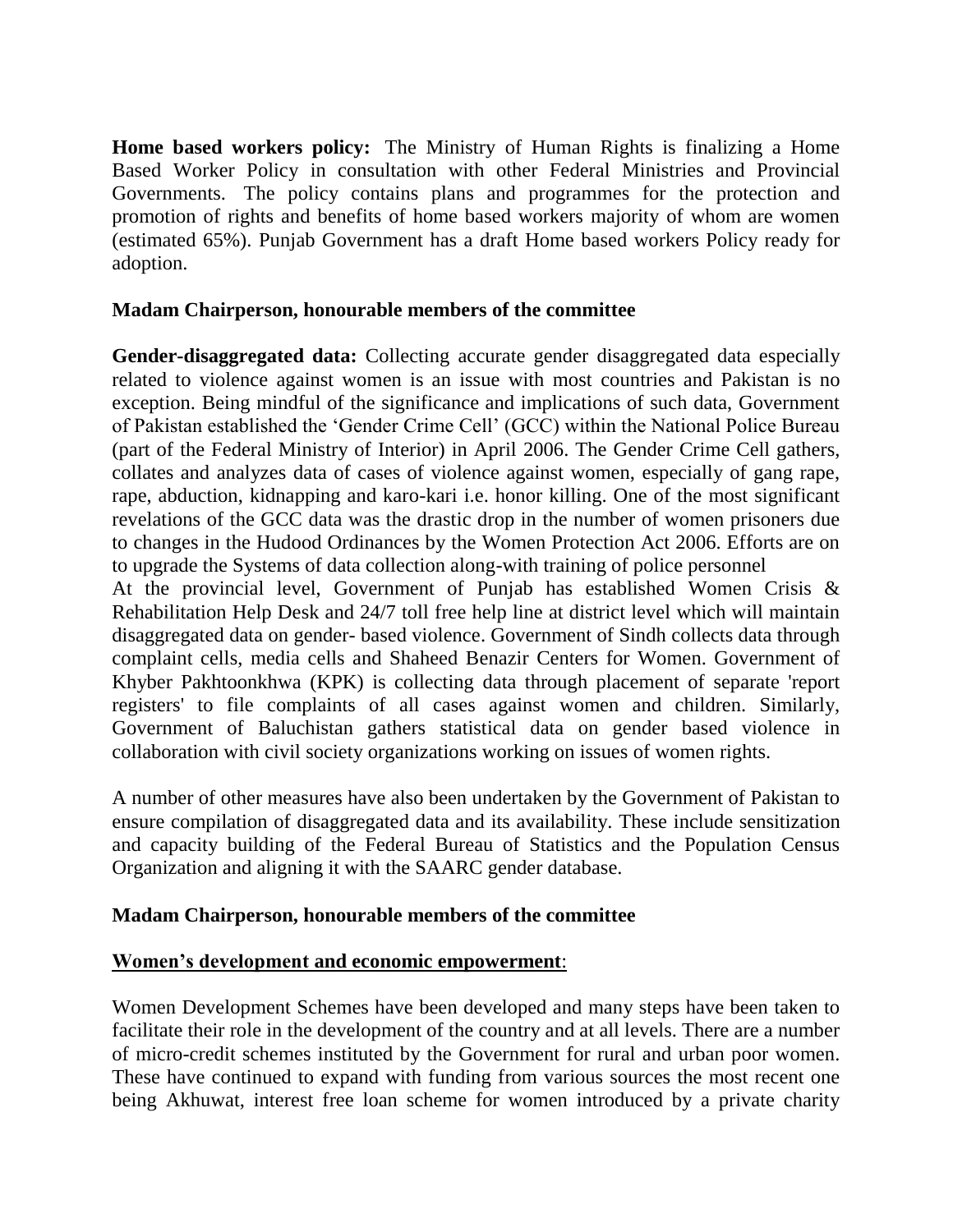**Home based workers policy:** The Ministry of Human Rights is finalizing a Home Based Worker Policy in consultation with other Federal Ministries and Provincial Governments. The policy contains plans and programmes for the protection and promotion of rights and benefits of home based workers majority of whom are women (estimated 65%). Punjab Government has a draft Home based workers Policy ready for adoption.

**Madam Chairperson, honourable members of the committee**

**Gender-disaggregated data:** Collecting accurate gender disaggregated data especially related to violence against women is an issue with most countries and Pakistan is no exception. Being mindful of the significance and implications of such data, Government of Pakistan established the 'Gender Crime Cell' (GCC) within the National Police Bureau (part of the Federal Ministry of Interior) in April 2006. The Gender Crime Cell gathers, collates and analyzes data of cases of violence against women, especially of gang rape, rape, abduction, kidnapping and karo-kari i.e. honor killing. One of the most significant revelations of the GCC data was the drastic drop in the number of women prisoners due to changes in the Hudood Ordinances by the Women Protection Act 2006. Efforts are on to upgrade the Systems of data collection along-with training of police personnel

At the provincial level, Government of Punjab has established Women Crisis & Rehabilitation Help Desk and 24/7 toll free help line at district level which will maintain disaggregated data on gender- based violence. Government of Sindh collects data through complaint cells, media cells and Shaheed Benazir Centers for Women. Government of Khyber Pakhtoonkhwa (KPK) is collecting data through placement of separate 'report registers' to file complaints of all cases against women and children. Similarly, Government of Baluchistan gathers statistical data on gender based violence in collaboration with civil society organizations working on issues of women rights.

A number of other measures have also been undertaken by the Government of Pakistan to ensure compilation of disaggregated data and its availability. These include sensitization and capacity building of the Federal Bureau of Statistics and the Population Census Organization and aligning it with the SAARC gender database.

**Madam Chairperson, honourable members of the committee**

**Women's development and economic empowerment**:

Women Development Schemes have been developed and many steps have been taken to facilitate their role in the development of the country and at all levels. There are a number of micro-credit schemes instituted by the Government for rural and urban poor women. These have continued to expand with funding from various sources the most recent one being Akhuwat, interest free loan scheme for women introduced by a private charity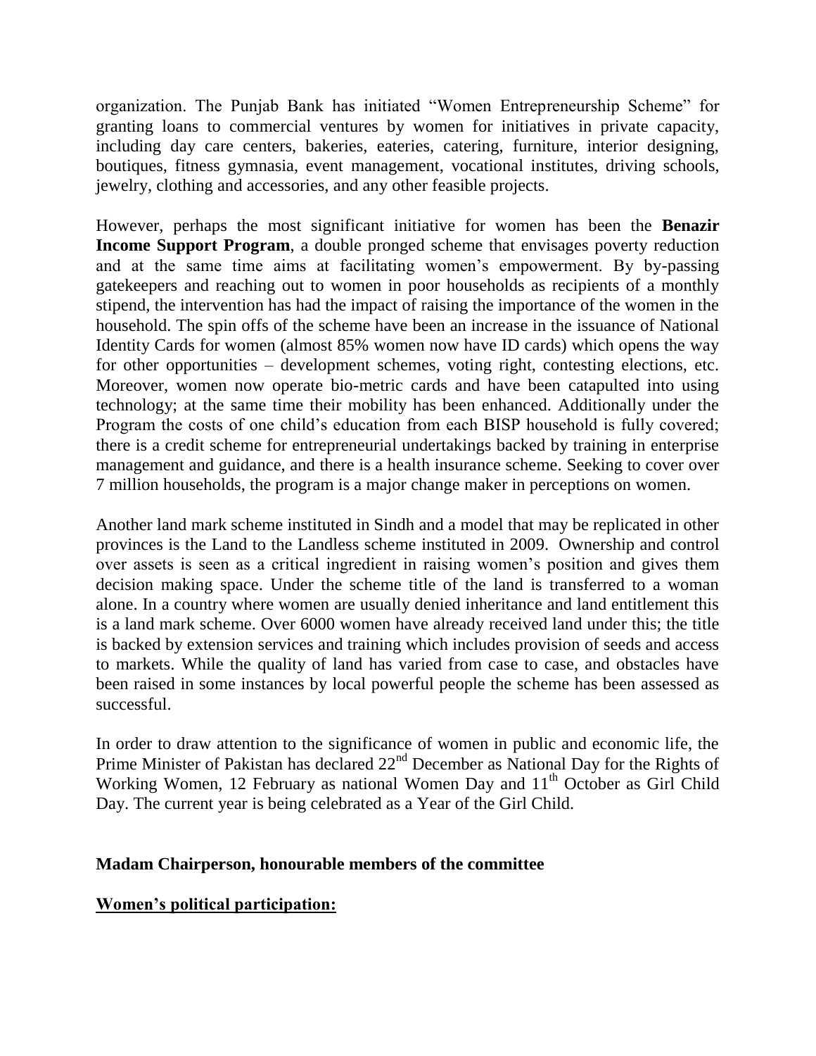organization. The Punjab Bank has initiated "Women Entrepreneurship Scheme" for granting loans to commercial ventures by women for initiatives in private capacity, including day care centers, bakeries, eateries, catering, furniture, interior designing, boutiques, fitness gymnasia, event management, vocational institutes, driving schools, jewelry, clothing and accessories, and any other feasible projects.

However, perhaps the most significant initiative for women has been the **Benazir Income Support Program**, a double pronged scheme that envisages poverty reduction and at the same time aims at facilitating women's empowerment. By by-passing gatekeepers and reaching out to women in poor households as recipients of a monthly stipend, the intervention has had the impact of raising the importance of the women in the household. The spin offs of the scheme have been an increase in the issuance of National Identity Cards for women (almost 85% women now have ID cards) which opens the way for other opportunities – development schemes, voting right, contesting elections, etc. Moreover, women now operate bio-metric cards and have been catapulted into using technology; at the same time their mobility has been enhanced. Additionally under the Program the costs of one child's education from each BISP household is fully covered; there is a credit scheme for entrepreneurial undertakings backed by training in enterprise management and guidance, and there is a health insurance scheme. Seeking to cover over 7 million households, the program is a major change maker in perceptions on women.

Another land mark scheme instituted in Sindh and a model that may be replicated in other provinces is the Land to the Landless scheme instituted in 2009. Ownership and control over assets is seen as a critical ingredient in raising women's position and gives them decision making space. Under the scheme title of the land is transferred to a woman alone. In a country where women are usually denied inheritance and land entitlement this is a land mark scheme. Over 6000 women have already received land under this; the title is backed by extension services and training which includes provision of seeds and access to markets. While the quality of land has varied from case to case, and obstacles have been raised in some instances by local powerful people the scheme has been assessed as successful.

In order to draw attention to the significance of women in public and economic life, the Prime Minister of Pakistan has declared 22nd December as National Day for the Rights of Working Women, 12 February as national Women Day and 11th October as Girl Child Day. The current year is being celebrated as a Year of the Girl Child.

**Madam Chairperson, honourable members of the committee**

**<u>Women's political participation:</u>**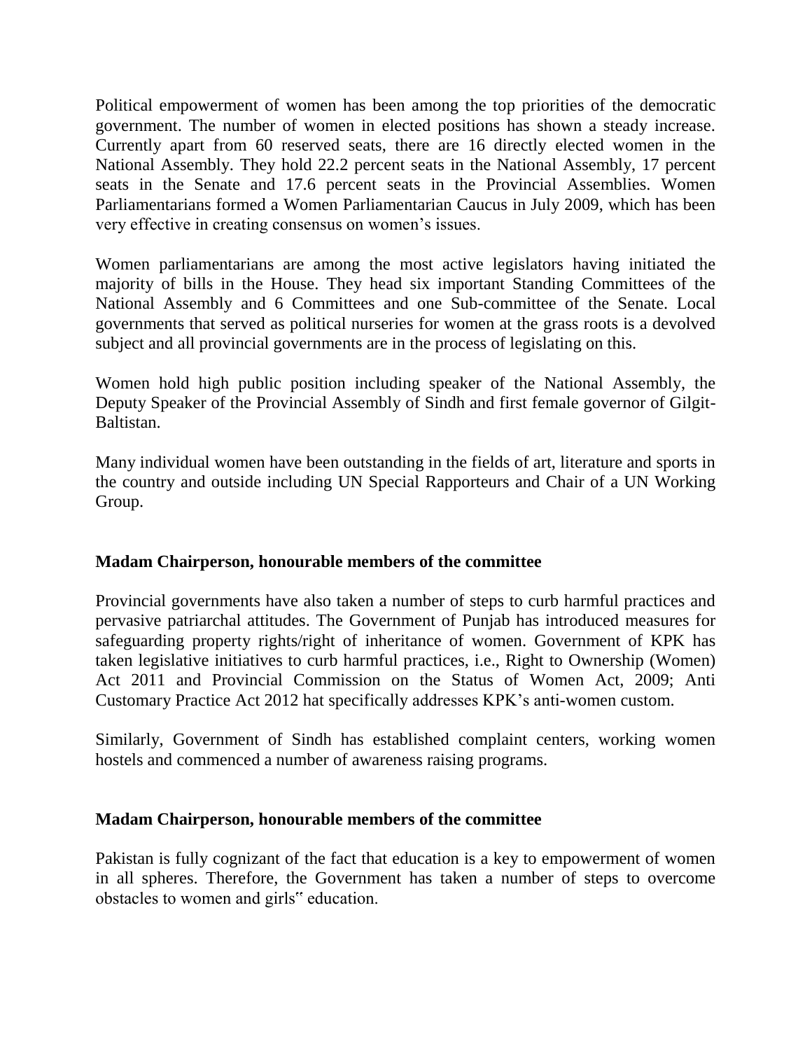Political empowerment of women has been among the top priorities of the democratic government. The number of women in elected positions has shown a steady increase. Currently apart from 60 reserved seats, there are 16 directly elected women in the National Assembly. They hold 22.2 percent seats in the National Assembly, 17 percent seats in the Senate and 17.6 percent seats in the Provincial Assemblies. Women Parliamentarians formed a Women Parliamentarian Caucus in July 2009, which has been very effective in creating consensus on women's issues.

Women parliamentarians are among the most active legislators having initiated the majority of bills in the House. They head six important Standing Committees of the National Assembly and 6 Committees and one Sub-committee of the Senate. Local governments that served as political nurseries for women at the grass roots is a devolved subject and all provincial governments are in the process of legislating on this.

Women hold high public position including speaker of the National Assembly, the Deputy Speaker of the Provincial Assembly of Sindh and first female governor of Gilgit-Baltistan.

Many individual women have been outstanding in the fields of art, literature and sports in the country and outside including UN Special Rapporteurs and Chair of a UN Working Group.

**Madam Chairperson, honourable members of the committee**

Provincial governments have also taken a number of steps to curb harmful practices and pervasive patriarchal attitudes. The Government of Punjab has introduced measures for safeguarding property rights/right of inheritance of women. Government of KPK has taken legislative initiatives to curb harmful practices, i.e., Right to Ownership (Women) Act 2011 and Provincial Commission on the Status of Women Act, 2009; Anti Customary Practice Act 2012 hat specifically addresses KPK's anti-women custom.

Similarly, Government of Sindh has established complaint centers, working women hostels and commenced a number of awareness raising programs.

**Madam Chairperson, honourable members of the committee**

Pakistan is fully cognizant of the fact that education is a key to empowerment of women in all spheres. Therefore, the Government has taken a number of steps to overcome obstacles to women and girls" education.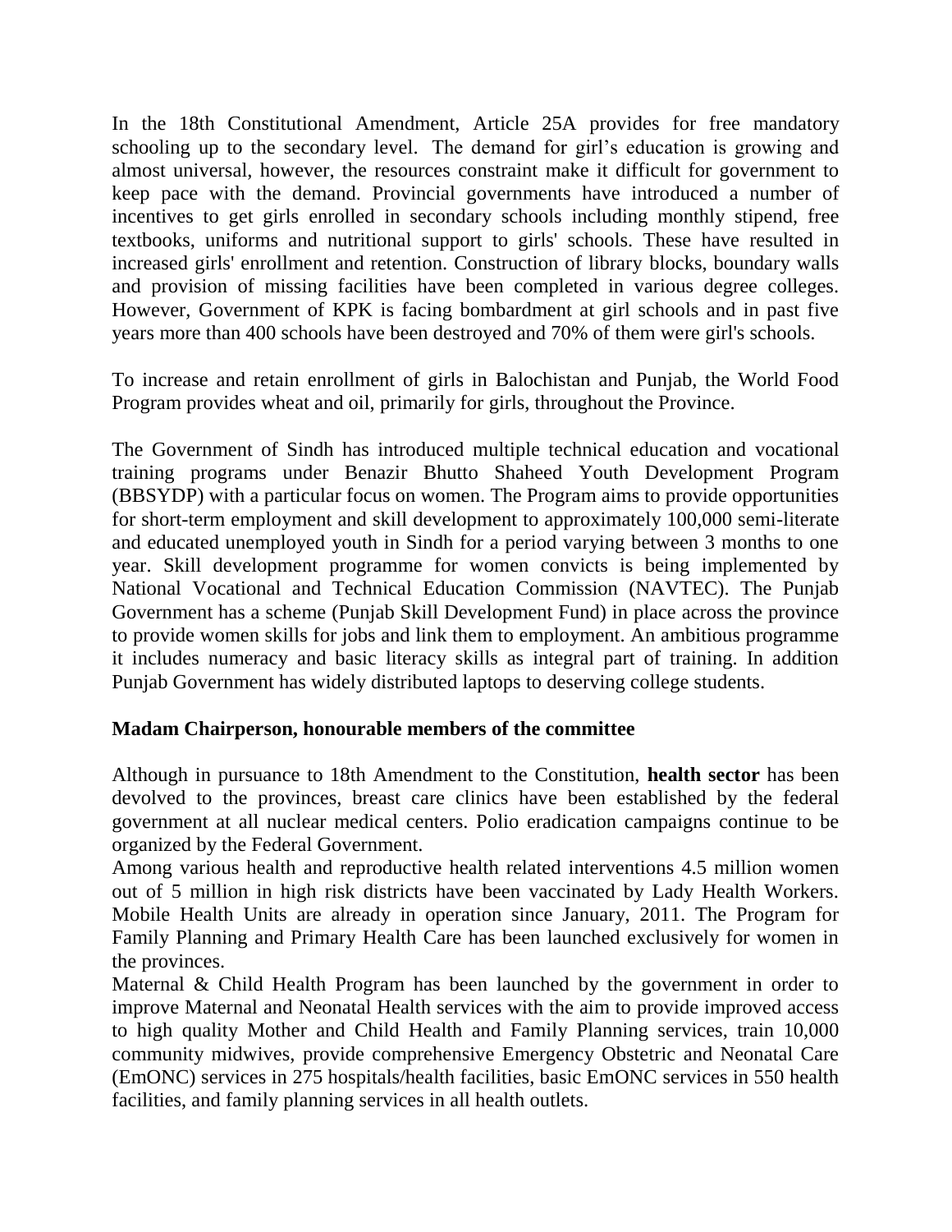In the 18th Constitutional Amendment, Article 25A provides for free mandatory schooling up to the secondary level. The demand for girl's education is growing and almost universal, however, the resources constraint make it difficult for government to keep pace with the demand. Provincial governments have introduced a number of incentives to get girls enrolled in secondary schools including monthly stipend, free textbooks, uniforms and nutritional support to girls' schools. These have resulted in increased girls' enrollment and retention. Construction of library blocks, boundary walls and provision of missing facilities have been completed in various degree colleges. However, Government of KPK is facing bombardment at girl schools and in past five years more than 400 schools have been destroyed and 70% of them were girl's schools.

To increase and retain enrollment of girls in Balochistan and Punjab, the World Food Program provides wheat and oil, primarily for girls, throughout the Province.

The Government of Sindh has introduced multiple technical education and vocational training programs under Benazir Bhutto Shaheed Youth Development Program (BBSYDP) with a particular focus on women. The Program aims to provide opportunities for short-term employment and skill development to approximately 100,000 semi-literate and educated unemployed youth in Sindh for a period varying between 3 months to one year. Skill development programme for women convicts is being implemented by National Vocational and Technical Education Commission (NAVTEC). The Punjab Government has a scheme (Punjab Skill Development Fund) in place across the province to provide women skills for jobs and link them to employment. An ambitious programme it includes numeracy and basic literacy skills as integral part of training. In addition Punjab Government has widely distributed laptops to deserving college students.

**Madam Chairperson, honourable members of the committee**

Although in pursuance to 18th Amendment to the Constitution, **health sector** has been devolved to the provinces, breast care clinics have been established by the federal government at all nuclear medical centers. Polio eradication campaigns continue to be organized by the Federal Government.

Among various health and reproductive health related interventions 4.5 million women out of 5 million in high risk districts have been vaccinated by Lady Health Workers. Mobile Health Units are already in operation since January, 2011. The Program for Family Planning and Primary Health Care has been launched exclusively for women in the provinces.

Maternal & Child Health Program has been launched by the government in order to improve Maternal and Neonatal Health services with the aim to provide improved access to high quality Mother and Child Health and Family Planning services, train 10,000 community midwives, provide comprehensive Emergency Obstetric and Neonatal Care (EmONC) services in 275 hospitals/health facilities, basic EmONC services in 550 health facilities, and family planning services in all health outlets.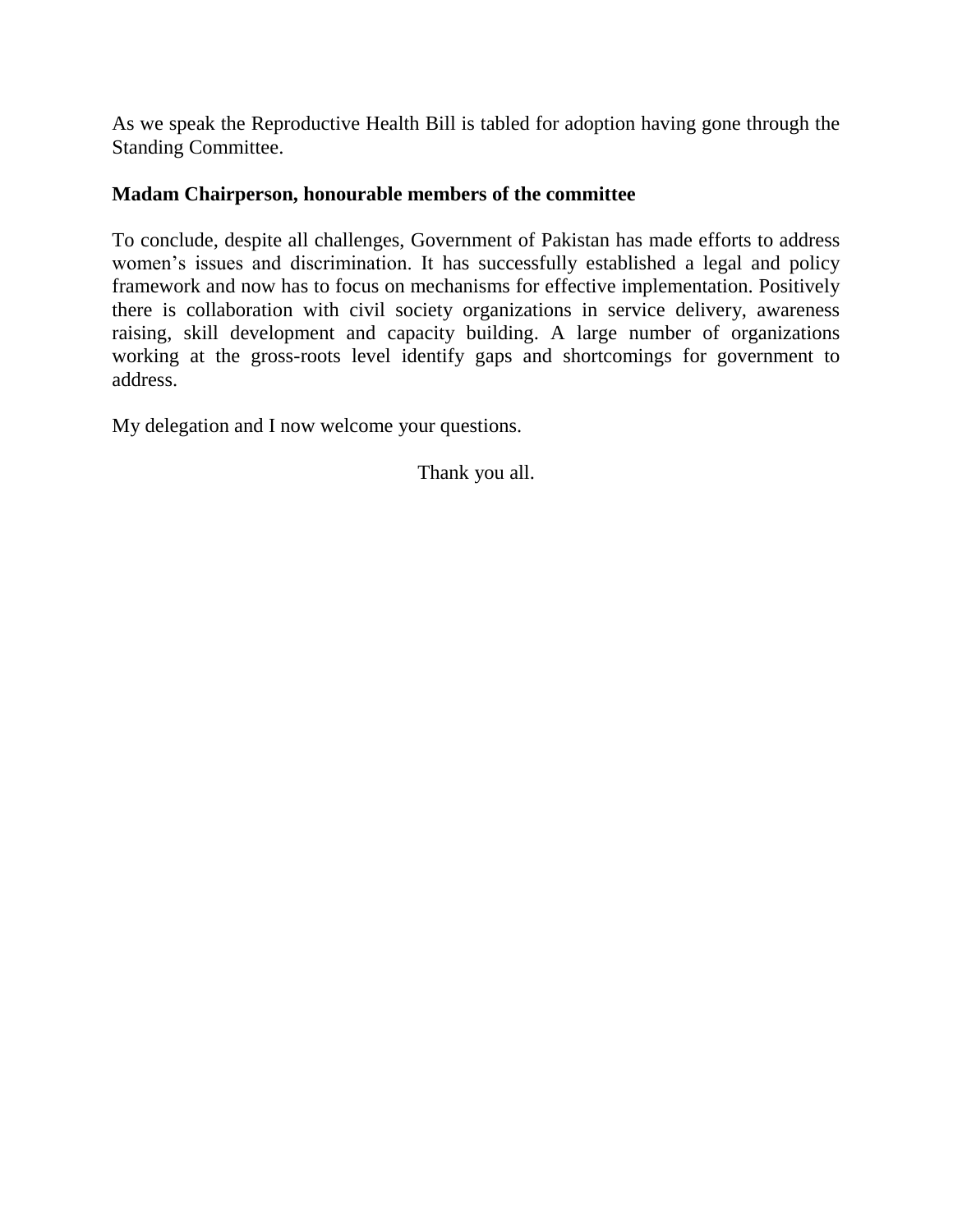As we speak the Reproductive Health Bill is tabled for adoption having gone through the Standing Committee.

**Madam Chairperson, honourable members of the committee**

To conclude, despite all challenges, Government of Pakistan has made efforts to address women's issues and discrimination. It has successfully established a legal and policy framework and now has to focus on mechanisms for effective implementation. Positively there is collaboration with civil society organizations in service delivery, awareness raising, skill development and capacity building. A large number of organizations working at the gross-roots level identify gaps and shortcomings for government to address.

My delegation and I now welcome your questions.

Thank you all.